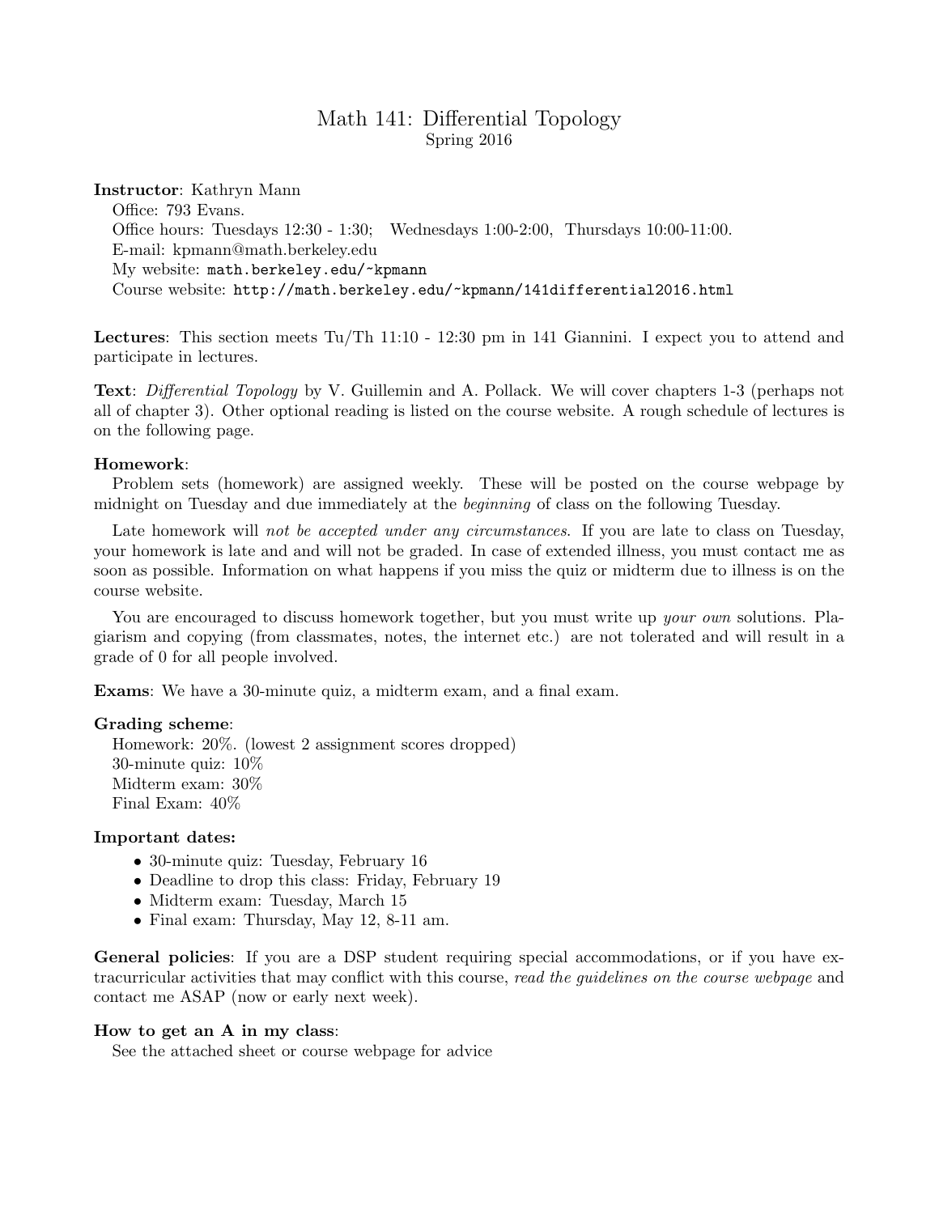# Math 141: Differential Topology

Spring 2016

**Instructor**: Kathryn Mann
Office: 793 Evans.
Office hours: Tuesdays 12:30 - 1:30; Wednesdays 1:00-2:00, Thursdays 10:00-11:00.
E-mail: kpmann@math.berkeley.edu
My website: `math.berkeley.edu/~kpmann`
Course website: `http://math.berkeley.edu/~kpmann/141differential2016.html`

**Lectures**: This section meets Tu/Th 11:10 - 12:30 pm in 141 Giannini. I expect you to attend and participate in lectures.

**Text**: *Differential Topology* by V. Guillemin and A. Pollack. We will cover chapters 1-3 (perhaps not all of chapter 3). Other optional reading is listed on the course website. A rough schedule of lectures is on the following page.

**Homework**:

Problem sets (homework) are assigned weekly. These will be posted on the course webpage by midnight on Tuesday and due immediately at the *beginning* of class on the following Tuesday.

Late homework will *not be accepted under any circumstances.* If you are late to class on Tuesday, your homework is late and and will not be graded. In case of extended illness, you must contact me as soon as possible. Information on what happens if you miss the quiz or midterm due to illness is on the course website.

You are encouraged to discuss homework together, but you must write up *your own* solutions. Plagiarism and copying (from classmates, notes, the internet etc.) are not tolerated and will result in a grade of 0 for all people involved.

**Exams**: We have a 30-minute quiz, a midterm exam, and a final exam.

**Grading scheme**:
Homework: 20%. (lowest 2 assignment scores dropped)
30-minute quiz: 10%
Midterm exam: 30%
Final Exam: 40%

**Important dates:**

- 30-minute quiz: Tuesday, February 16
- Deadline to drop this class: Friday, February 19
- Midterm exam: Tuesday, March 15
- Final exam: Thursday, May 12, 8-11 am.

**General policies**: If you are a DSP student requiring special accommodations, or if you have extracurricular activities that may conflict with this course, *read the guidelines on the course webpage* and contact me ASAP (now or early next week).

**How to get an A in my class**:
See the attached sheet or course webpage for advice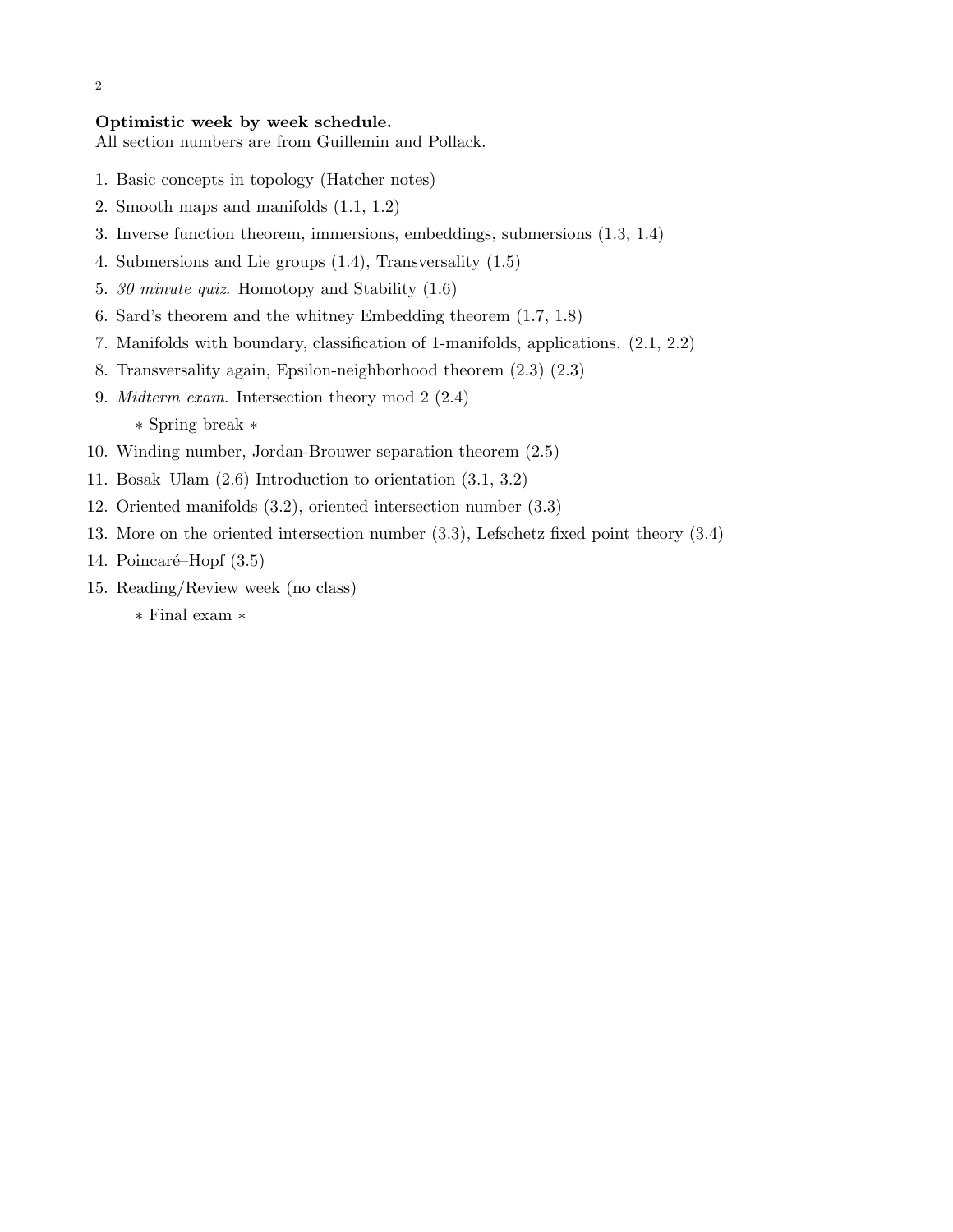**Optimistic week by week schedule.**
All section numbers are from Guillemin and Pollack.

1. Basic concepts in topology (Hatcher notes)
2. Smooth maps and manifolds (1.1, 1.2)
3. Inverse function theorem, immersions, embeddings, submersions (1.3, 1.4)
4. Submersions and Lie groups (1.4), Transversality (1.5)
5. *30 minute quiz.* Homotopy and Stability (1.6)
6. Sard's theorem and the whitney Embedding theorem (1.7, 1.8)
7. Manifolds with boundary, classification of 1-manifolds, applications. (2.1, 2.2)
8. Transversality again, Epsilon-neighborhood theorem (2.3) (2.3)
9. *Midterm exam.* Intersection theory mod 2 (2.4)

    ∗ Spring break ∗

10. Winding number, Jordan-Brouwer separation theorem (2.5)
11. Bosak–Ulam (2.6) Introduction to orientation (3.1, 3.2)
12. Oriented manifolds (3.2), oriented intersection number (3.3)
13. More on the oriented intersection number (3.3), Lefschetz fixed point theory (3.4)
14. Poincaré–Hopf (3.5)
15. Reading/Review week (no class)

    ∗ Final exam ∗